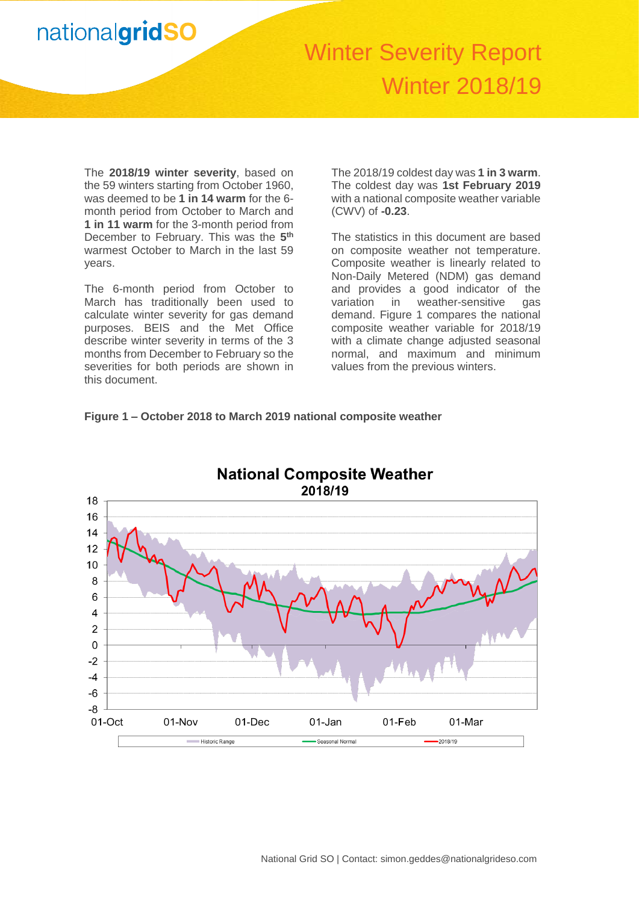# Winter Severity Report
## Winter 2018/19

The **2018/19 winter severity**, based on the 59 winters starting from October 1960, was deemed to be **1 in 14 warm** for the 6-month period from October to March and **1 in 11 warm** for the 3-month period from December to February. This was the **5th** warmest October to March in the last 59 years.

The 6-month period from October to March has traditionally been used to calculate winter severity for gas demand purposes. BEIS and the Met Office describe winter severity in terms of the 3 months from December to February so the severities for both periods are shown in this document.

The 2018/19 coldest day was **1 in 3 warm**. The coldest day was **1st February 2019** with a national composite weather variable (CWV) of **-0.23**.

The statistics in this document are based on composite weather not temperature. Composite weather is linearly related to Non-Daily Metered (NDM) gas demand and provides a good indicator of the variation in weather-sensitive gas demand. Figure 1 compares the national composite weather variable for 2018/19 with a climate change adjusted seasonal normal, and maximum and minimum values from the previous winters.

**Figure 1 – October 2018 to March 2019 national composite weather**

National Composite Weather 2018/19

Legend: Historic Range, Seasonal Normal, 2018/19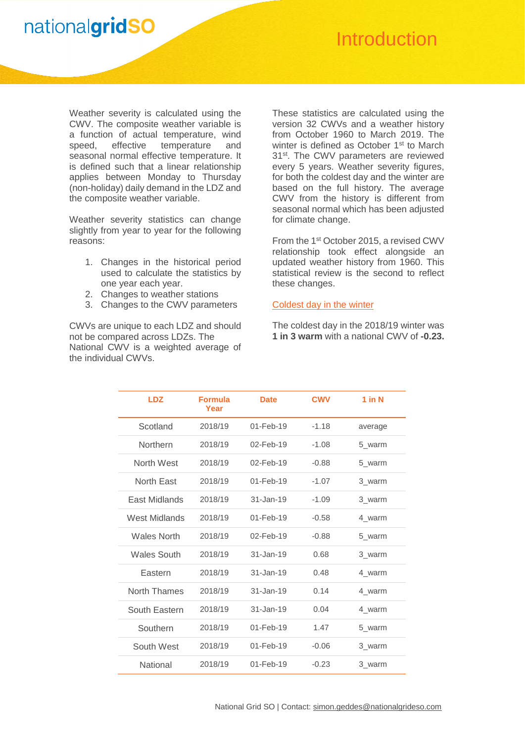# Introduction

Weather severity is calculated using the CWV. The composite weather variable is a function of actual temperature, wind speed, effective temperature and seasonal normal effective temperature. It is defined such that a linear relationship applies between Monday to Thursday (non-holiday) daily demand in the LDZ and the composite weather variable.

Weather severity statistics can change slightly from year to year for the following reasons:

1. Changes in the historical period used to calculate the statistics by one year each year.
2. Changes to weather stations
3. Changes to the CWV parameters

CWVs are unique to each LDZ and should not be compared across LDZs. The National CWV is a weighted average of the individual CWVs.

These statistics are calculated using the version 32 CWVs and a weather history from October 1960 to March 2019. The winter is defined as October 1st to March 31st. The CWV parameters are reviewed every 5 years. Weather severity figures, for both the coldest day and the winter are based on the full history. The average CWV from the history is different from seasonal normal which has been adjusted for climate change.

From the 1st October 2015, a revised CWV relationship took effect alongside an updated weather history from 1960. This statistical review is the second to reflect these changes.

## Coldest day in the winter

The coldest day in the 2018/19 winter was **1 in 3 warm** with a national CWV of **-0.23.**

| LDZ | Formula Year | Date | CWV | 1 in N |
|---|---|---|---|---|
| Scotland | 2018/19 | 01-Feb-19 | -1.18 | average |
| Northern | 2018/19 | 02-Feb-19 | -1.08 | 5_warm |
| North West | 2018/19 | 02-Feb-19 | -0.88 | 5_warm |
| North East | 2018/19 | 01-Feb-19 | -1.07 | 3_warm |
| East Midlands | 2018/19 | 31-Jan-19 | -1.09 | 3_warm |
| West Midlands | 2018/19 | 01-Feb-19 | -0.58 | 4_warm |
| Wales North | 2018/19 | 02-Feb-19 | -0.88 | 5_warm |
| Wales South | 2018/19 | 31-Jan-19 | 0.68 | 3_warm |
| Eastern | 2018/19 | 31-Jan-19 | 0.48 | 4_warm |
| North Thames | 2018/19 | 31-Jan-19 | 0.14 | 4_warm |
| South Eastern | 2018/19 | 31-Jan-19 | 0.04 | 4_warm |
| Southern | 2018/19 | 01-Feb-19 | 1.47 | 5_warm |
| South West | 2018/19 | 01-Feb-19 | -0.06 | 3_warm |
| National | 2018/19 | 01-Feb-19 | -0.23 | 3_warm |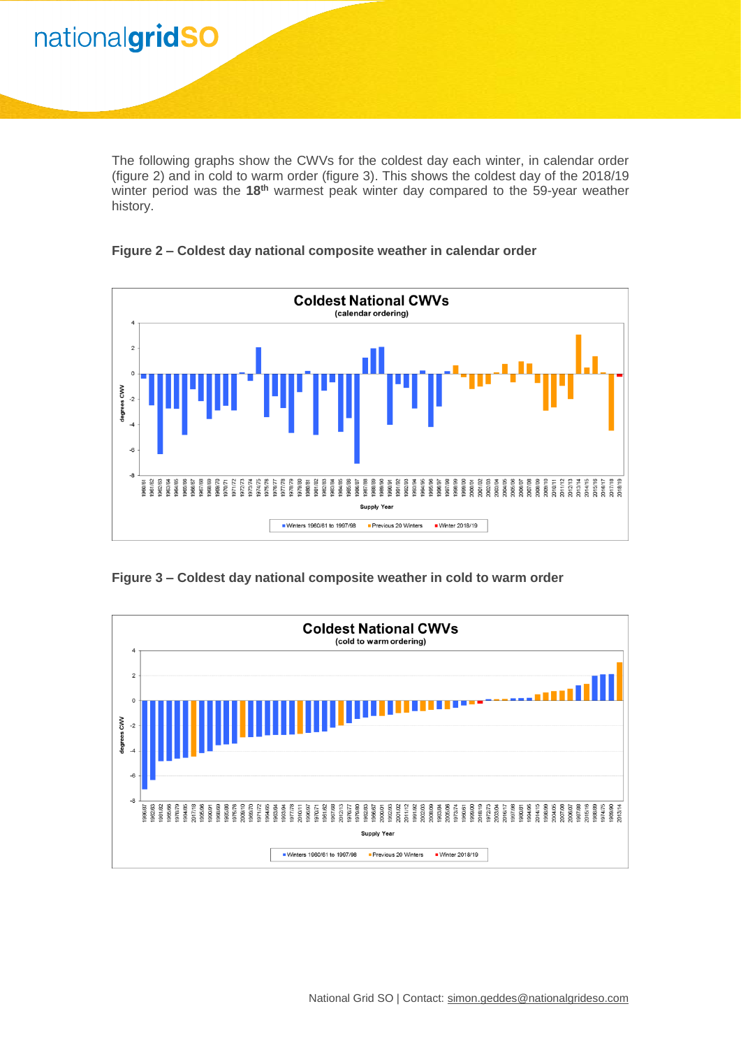The following graphs show the CWVs for the coldest day each winter, in calendar order (figure 2) and in cold to warm order (figure 3). This shows the coldest day of the 2018/19 winter period was the **18th** warmest peak winter day compared to the 59-year weather history.

**Figure 2 – Coldest day national composite weather in calendar order**

**Figure 3 – Coldest day national composite weather in cold to warm order**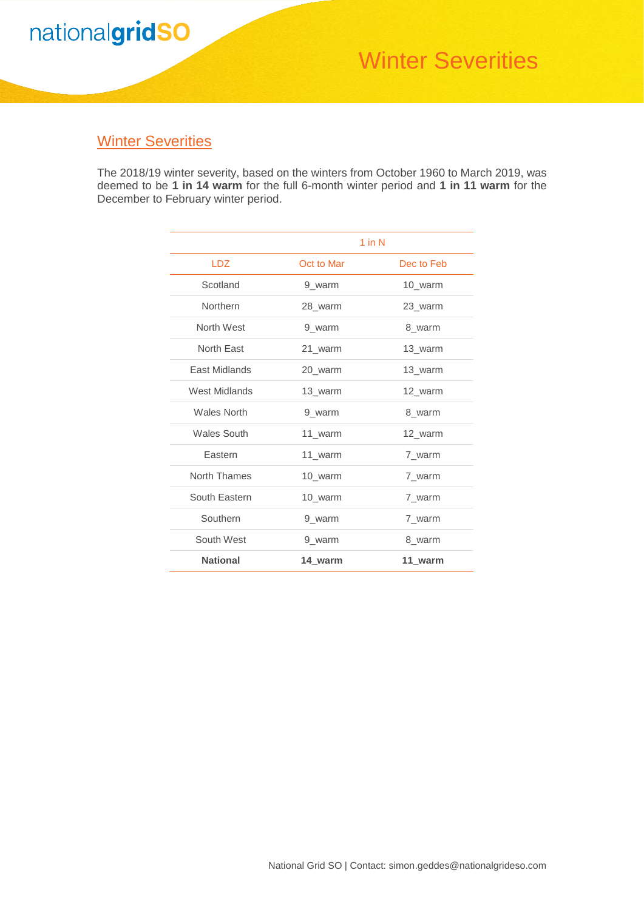# Winter Severities

## Winter Severities

The 2018/19 winter severity, based on the winters from October 1960 to March 2019, was deemed to be **1 in 14 warm** for the full 6-month winter period and **1 in 11 warm** for the December to February winter period.

| | 1 in N | |
|---|---|---|
| LDZ | Oct to Mar | Dec to Feb |
| Scotland | 9_warm | 10_warm |
| Northern | 28_warm | 23_warm |
| North West | 9_warm | 8_warm |
| North East | 21_warm | 13_warm |
| East Midlands | 20_warm | 13_warm |
| West Midlands | 13_warm | 12_warm |
| Wales North | 9_warm | 8_warm |
| Wales South | 11_warm | 12_warm |
| Eastern | 11_warm | 7_warm |
| North Thames | 10_warm | 7_warm |
| South Eastern | 10_warm | 7_warm |
| Southern | 9_warm | 7_warm |
| South West | 9_warm | 8_warm |
| **National** | **14_warm** | **11_warm** |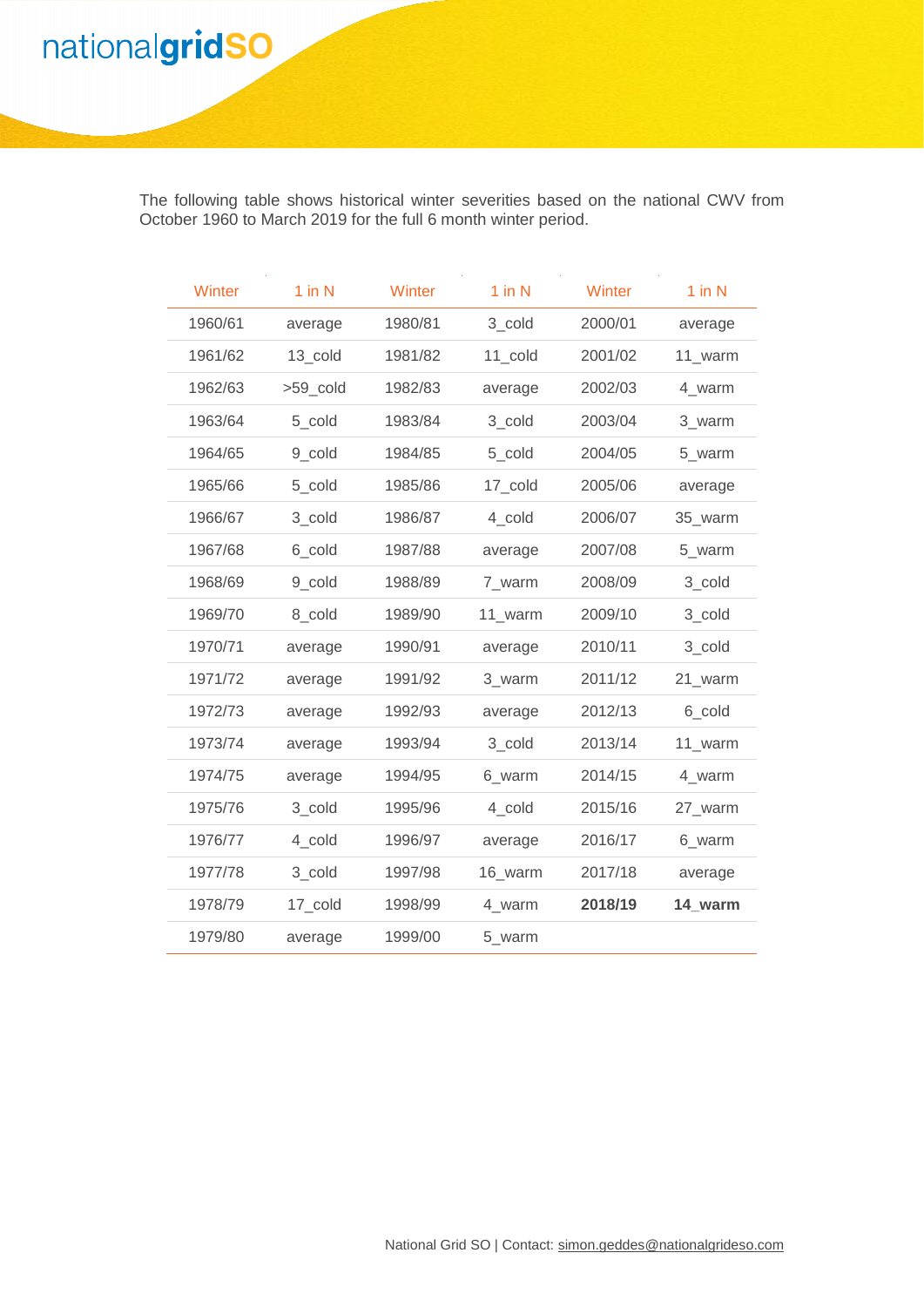The following table shows historical winter severities based on the national CWV from October 1960 to March 2019 for the full 6 month winter period.

| Winter | 1 in N | Winter | 1 in N | Winter | 1 in N |
|---|---|---|---|---|---|
| 1960/61 | average | 1980/81 | 3_cold | 2000/01 | average |
| 1961/62 | 13_cold | 1981/82 | 11_cold | 2001/02 | 11_warm |
| 1962/63 | >59_cold | 1982/83 | average | 2002/03 | 4_warm |
| 1963/64 | 5_cold | 1983/84 | 3_cold | 2003/04 | 3_warm |
| 1964/65 | 9_cold | 1984/85 | 5_cold | 2004/05 | 5_warm |
| 1965/66 | 5_cold | 1985/86 | 17_cold | 2005/06 | average |
| 1966/67 | 3_cold | 1986/87 | 4_cold | 2006/07 | 35_warm |
| 1967/68 | 6_cold | 1987/88 | average | 2007/08 | 5_warm |
| 1968/69 | 9_cold | 1988/89 | 7_warm | 2008/09 | 3_cold |
| 1969/70 | 8_cold | 1989/90 | 11_warm | 2009/10 | 3_cold |
| 1970/71 | average | 1990/91 | average | 2010/11 | 3_cold |
| 1971/72 | average | 1991/92 | 3_warm | 2011/12 | 21_warm |
| 1972/73 | average | 1992/93 | average | 2012/13 | 6_cold |
| 1973/74 | average | 1993/94 | 3_cold | 2013/14 | 11_warm |
| 1974/75 | average | 1994/95 | 6_warm | 2014/15 | 4_warm |
| 1975/76 | 3_cold | 1995/96 | 4_cold | 2015/16 | 27_warm |
| 1976/77 | 4_cold | 1996/97 | average | 2016/17 | 6_warm |
| 1977/78 | 3_cold | 1997/98 | 16_warm | 2017/18 | average |
| 1978/79 | 17_cold | 1998/99 | 4_warm | **2018/19** | **14_warm** |
| 1979/80 | average | 1999/00 | 5_warm | | |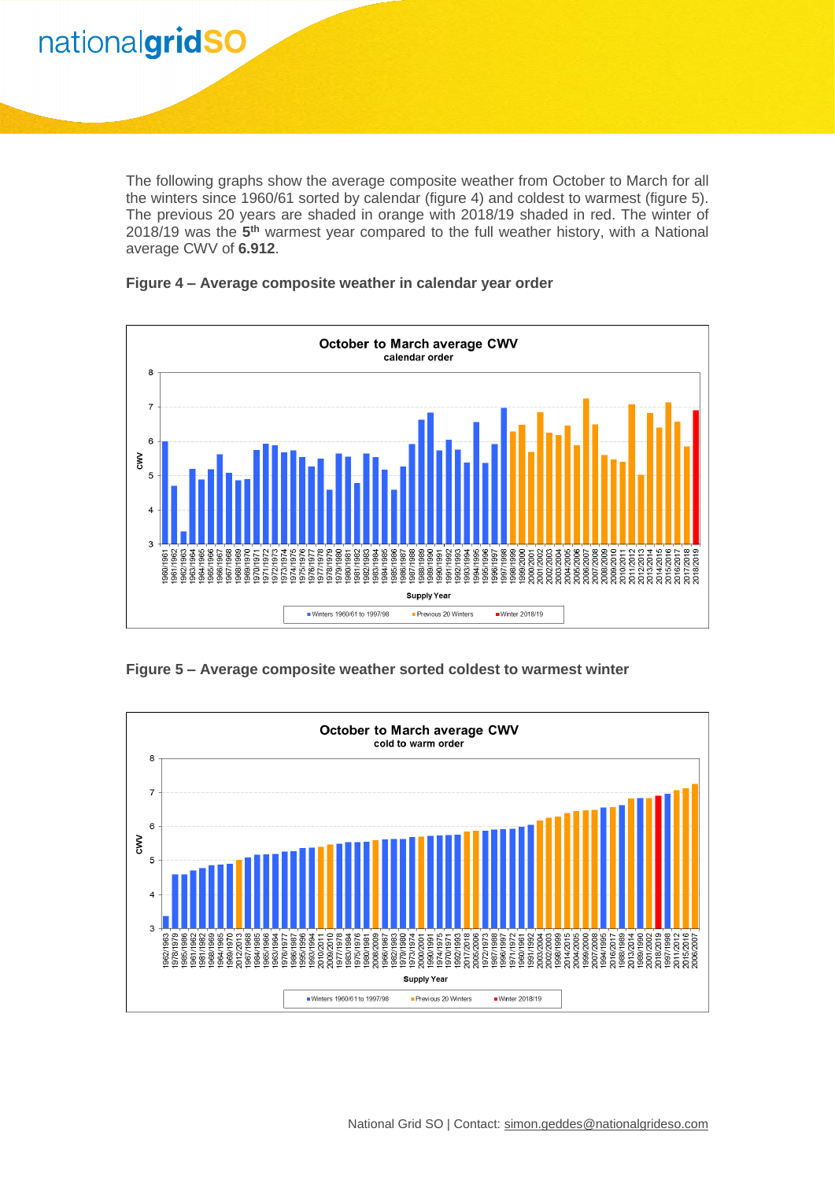The following graphs show the average composite weather from October to March for all the winters since 1960/61 sorted by calendar (figure 4) and coldest to warmest (figure 5). The previous 20 years are shaded in orange with 2018/19 shaded in red. The winter of 2018/19 was the **5th** warmest year compared to the full weather history, with a National average CWV of **6.912**.

**Figure 4 – Average composite weather in calendar year order**

**Figure 5 – Average composite weather sorted coldest to warmest winter**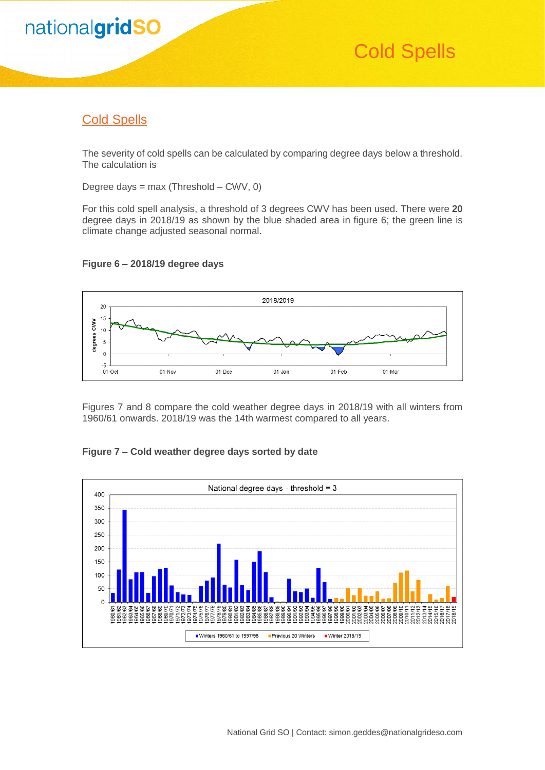## Cold Spells

The severity of cold spells can be calculated by comparing degree days below a threshold. The calculation is

Degree days = max (Threshold – CWV, 0)

For this cold spell analysis, a threshold of 3 degrees CWV has been used. There were **20** degree days in 2018/19 as shown by the blue shaded area in figure 6; the green line is climate change adjusted seasonal normal.

**Figure 6 – 2018/19 degree days**

Figures 7 and 8 compare the cold weather degree days in 2018/19 with all winters from 1960/61 onwards. 2018/19 was the 14th warmest compared to all years.

**Figure 7 – Cold weather degree days sorted by date**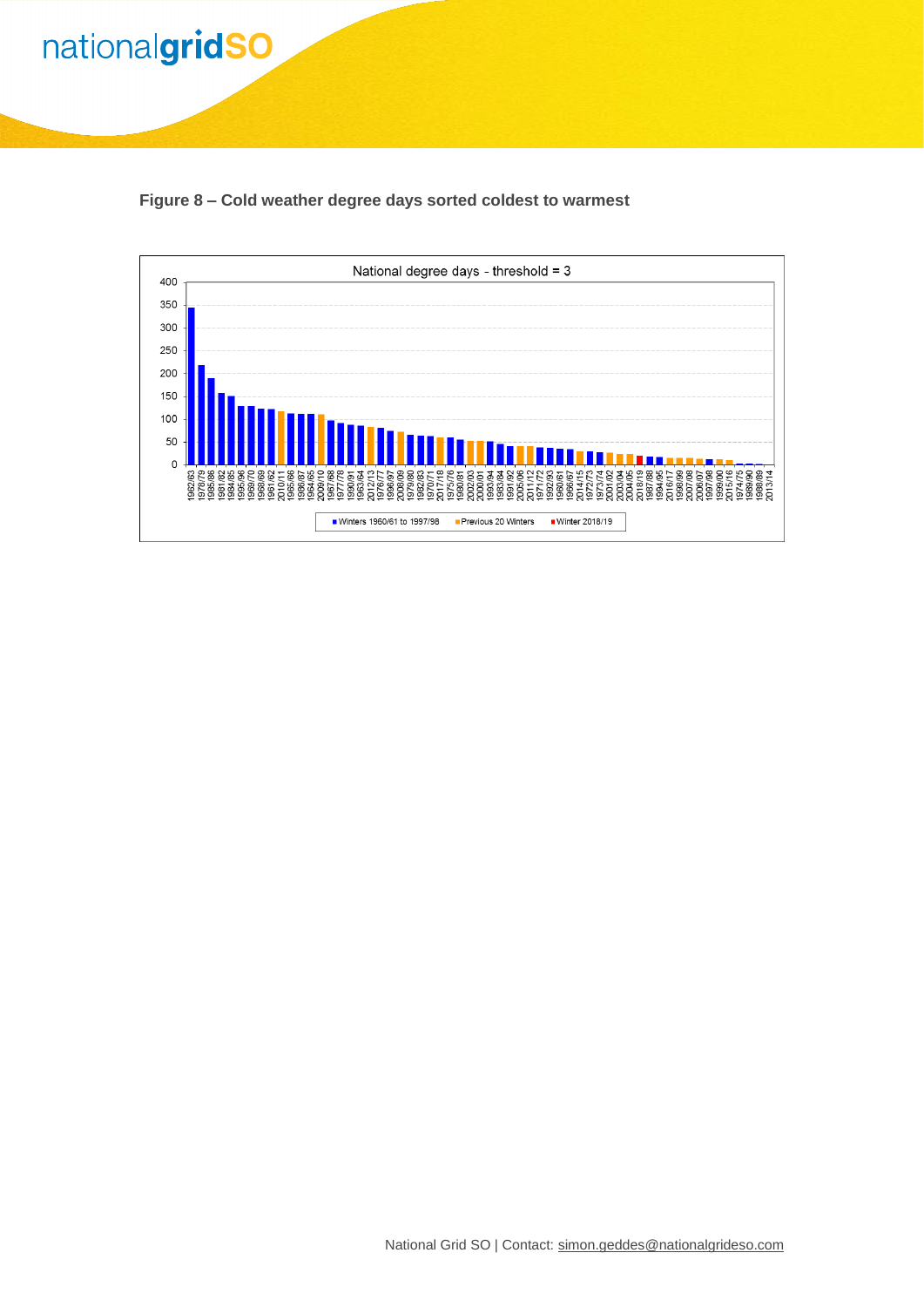**Figure 8 – Cold weather degree days sorted coldest to warmest**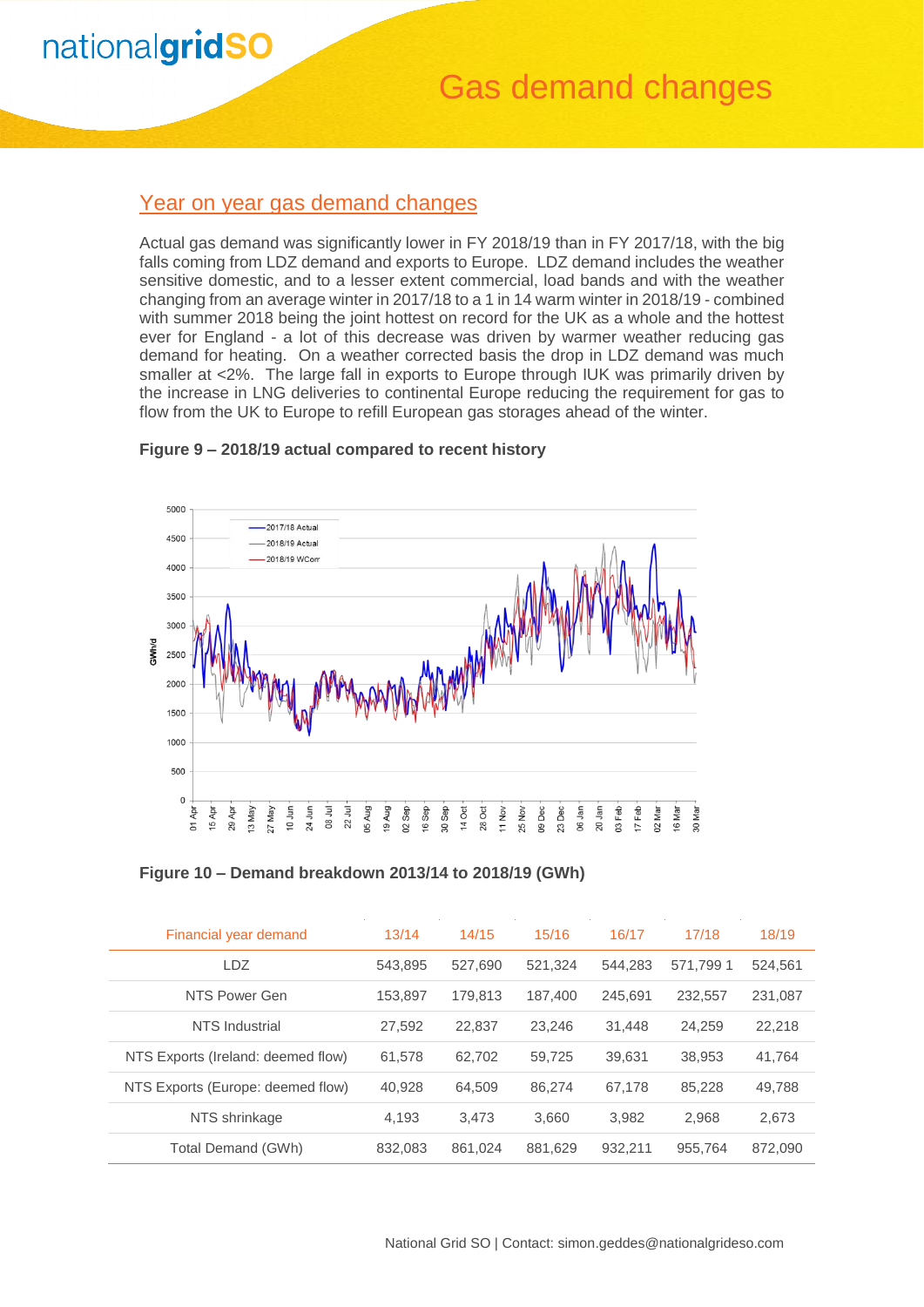# Gas demand changes

## Year on year gas demand changes

Actual gas demand was significantly lower in FY 2018/19 than in FY 2017/18, with the big falls coming from LDZ demand and exports to Europe. LDZ demand includes the weather sensitive domestic, and to a lesser extent commercial, load bands and with the weather changing from an average winter in 2017/18 to a 1 in 14 warm winter in 2018/19 - combined with summer 2018 being the joint hottest on record for the UK as a whole and the hottest ever for England - a lot of this decrease was driven by warmer weather reducing gas demand for heating. On a weather corrected basis the drop in LDZ demand was much smaller at <2%. The large fall in exports to Europe through IUK was primarily driven by the increase in LNG deliveries to continental Europe reducing the requirement for gas to flow from the UK to Europe to refill European gas storages ahead of the winter.

**Figure 9 – 2018/19 actual compared to recent history**

**Figure 10 – Demand breakdown 2013/14 to 2018/19 (GWh)**

| Financial year demand | 13/14 | 14/15 | 15/16 | 16/17 | 17/18 | 18/19 |
|---|---|---|---|---|---|---|
| LDZ | 543,895 | 527,690 | 521,324 | 544,283 | 571,799 1 | 524,561 |
| NTS Power Gen | 153,897 | 179,813 | 187,400 | 245,691 | 232,557 | 231,087 |
| NTS Industrial | 27,592 | 22,837 | 23,246 | 31,448 | 24,259 | 22,218 |
| NTS Exports (Ireland: deemed flow) | 61,578 | 62,702 | 59,725 | 39,631 | 38,953 | 41,764 |
| NTS Exports (Europe: deemed flow) | 40,928 | 64,509 | 86,274 | 67,178 | 85,228 | 49,788 |
| NTS shrinkage | 4,193 | 3,473 | 3,660 | 3,982 | 2,968 | 2,673 |
| Total Demand (GWh) | 832,083 | 861,024 | 881,629 | 932,211 | 955,764 | 872,090 |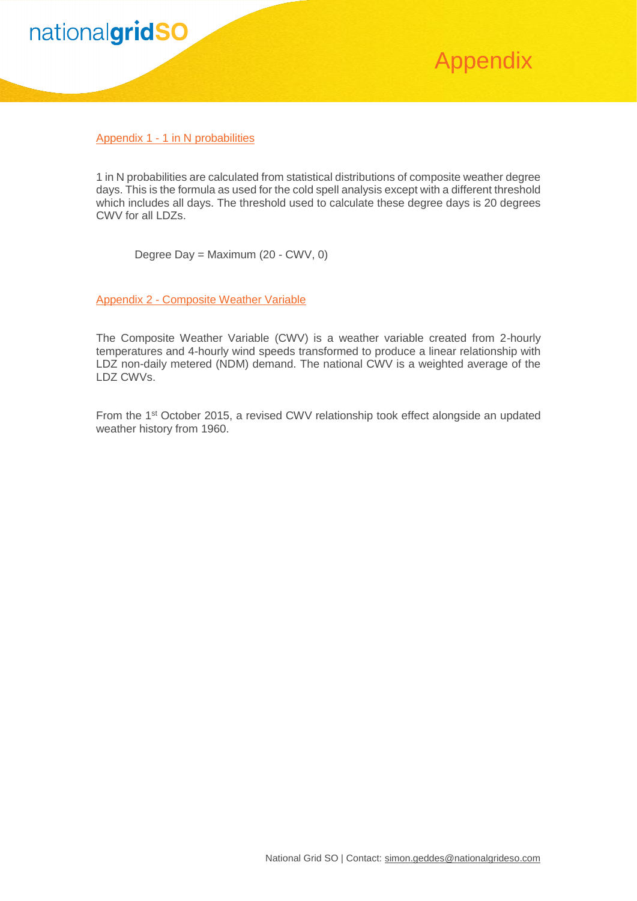# Appendix

## Appendix 1 - 1 in N probabilities

1 in N probabilities are calculated from statistical distributions of composite weather degree days. This is the formula as used for the cold spell analysis except with a different threshold which includes all days. The threshold used to calculate these degree days is 20 degrees CWV for all LDZs.

Degree Day = Maximum (20 - CWV, 0)

## Appendix 2 - Composite Weather Variable

The Composite Weather Variable (CWV) is a weather variable created from 2-hourly temperatures and 4-hourly wind speeds transformed to produce a linear relationship with LDZ non-daily metered (NDM) demand. The national CWV is a weighted average of the LDZ CWVs.

From the 1st October 2015, a revised CWV relationship took effect alongside an updated weather history from 1960.